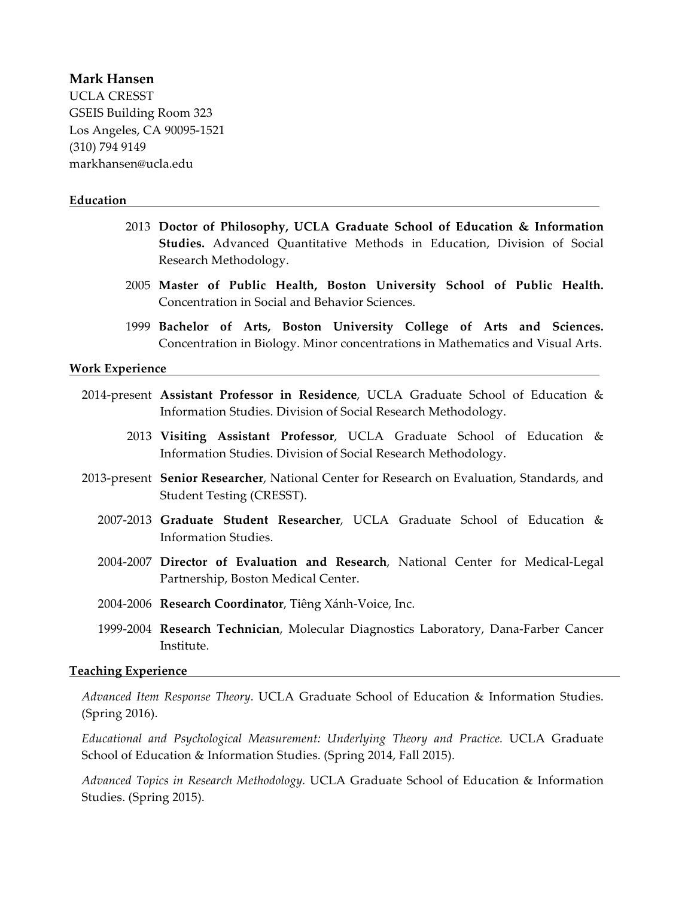**Mark Hansen**
UCLA CRESST
GSEIS Building Room 323
Los Angeles, CA 90095-1521
(310) 794 9149
markhansen@ucla.edu

## Education

2013 **Doctor of Philosophy, UCLA Graduate School of Education & Information Studies.** Advanced Quantitative Methods in Education, Division of Social Research Methodology.

2005 **Master of Public Health, Boston University School of Public Health.** Concentration in Social and Behavior Sciences.

1999 **Bachelor of Arts, Boston University College of Arts and Sciences.** Concentration in Biology. Minor concentrations in Mathematics and Visual Arts.

## Work Experience

2014-present **Assistant Professor in Residence**, UCLA Graduate School of Education & Information Studies. Division of Social Research Methodology.

2013 **Visiting Assistant Professor**, UCLA Graduate School of Education & Information Studies. Division of Social Research Methodology.

2013-present **Senior Researcher**, National Center for Research on Evaluation, Standards, and Student Testing (CRESST).

2007-2013 **Graduate Student Researcher**, UCLA Graduate School of Education & Information Studies.

2004-2007 **Director of Evaluation and Research**, National Center for Medical-Legal Partnership, Boston Medical Center.

2004-2006 **Research Coordinator**, Tiêng Xánh-Voice, Inc.

1999-2004 **Research Technician**, Molecular Diagnostics Laboratory, Dana-Farber Cancer Institute.

## Teaching Experience

*Advanced Item Response Theory.* UCLA Graduate School of Education & Information Studies. (Spring 2016).

*Educational and Psychological Measurement: Underlying Theory and Practice.* UCLA Graduate School of Education & Information Studies. (Spring 2014, Fall 2015).

*Advanced Topics in Research Methodology.* UCLA Graduate School of Education & Information Studies. (Spring 2015).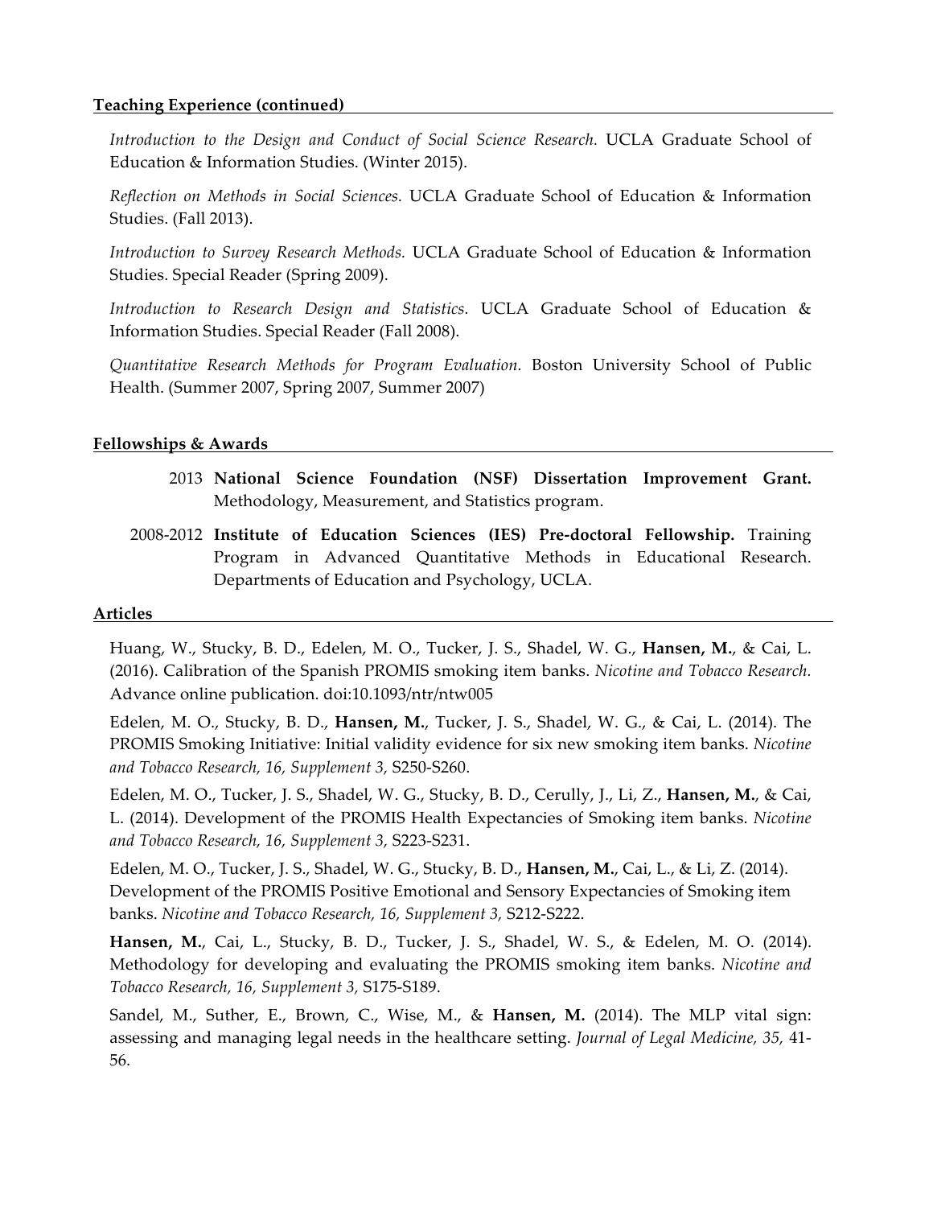## Teaching Experience (continued)

*Introduction to the Design and Conduct of Social Science Research.* UCLA Graduate School of Education & Information Studies. (Winter 2015).

*Reflection on Methods in Social Sciences.* UCLA Graduate School of Education & Information Studies. (Fall 2013).

*Introduction to Survey Research Methods.* UCLA Graduate School of Education & Information Studies. Special Reader (Spring 2009).

*Introduction to Research Design and Statistics.* UCLA Graduate School of Education & Information Studies. Special Reader (Fall 2008).

*Quantitative Research Methods for Program Evaluation.* Boston University School of Public Health. (Summer 2007, Spring 2007, Summer 2007)

## Fellowships & Awards

2013 **National Science Foundation (NSF) Dissertation Improvement Grant.** Methodology, Measurement, and Statistics program.

2008-2012 **Institute of Education Sciences (IES) Pre-doctoral Fellowship.** Training Program in Advanced Quantitative Methods in Educational Research. Departments of Education and Psychology, UCLA.

## Articles

Huang, W., Stucky, B. D., Edelen, M. O., Tucker, J. S., Shadel, W. G., **Hansen, M.**, & Cai, L. (2016). Calibration of the Spanish PROMIS smoking item banks. *Nicotine and Tobacco Research.* Advance online publication. doi:10.1093/ntr/ntw005

Edelen, M. O., Stucky, B. D., **Hansen, M.**, Tucker, J. S., Shadel, W. G., & Cai, L. (2014). The PROMIS Smoking Initiative: Initial validity evidence for six new smoking item banks. *Nicotine and Tobacco Research, 16, Supplement 3,* S250-S260.

Edelen, M. O., Tucker, J. S., Shadel, W. G., Stucky, B. D., Cerully, J., Li, Z., **Hansen, M.**, & Cai, L. (2014). Development of the PROMIS Health Expectancies of Smoking item banks. *Nicotine and Tobacco Research, 16, Supplement 3,* S223-S231.

Edelen, M. O., Tucker, J. S., Shadel, W. G., Stucky, B. D., **Hansen, M.**, Cai, L., & Li, Z. (2014). Development of the PROMIS Positive Emotional and Sensory Expectancies of Smoking item banks. *Nicotine and Tobacco Research, 16, Supplement 3,* S212-S222.

**Hansen, M.**, Cai, L., Stucky, B. D., Tucker, J. S., Shadel, W. S., & Edelen, M. O. (2014). Methodology for developing and evaluating the PROMIS smoking item banks. *Nicotine and Tobacco Research, 16, Supplement 3,* S175-S189.

Sandel, M., Suther, E., Brown, C., Wise, M., & **Hansen, M.** (2014). The MLP vital sign: assessing and managing legal needs in the healthcare setting. *Journal of Legal Medicine, 35,* 41-56.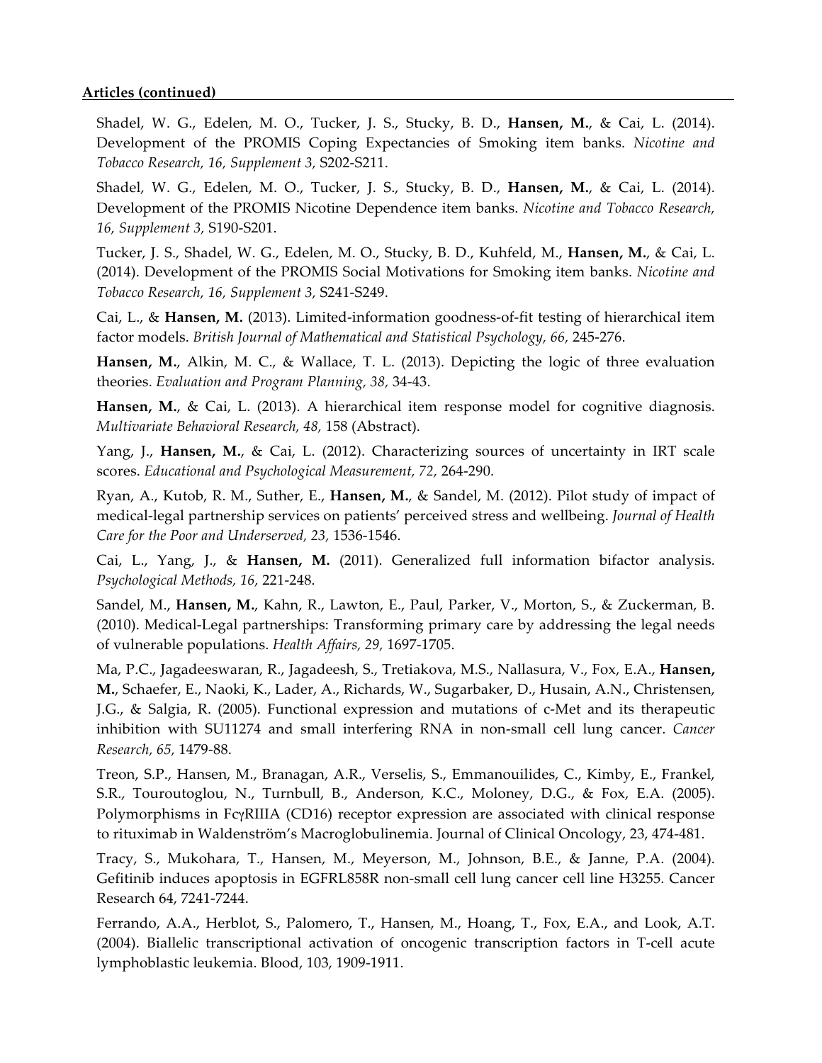**Articles (continued)**

Shadel, W. G., Edelen, M. O., Tucker, J. S., Stucky, B. D., **Hansen, M.**, & Cai, L. (2014). Development of the PROMIS Coping Expectancies of Smoking item banks. *Nicotine and Tobacco Research, 16, Supplement 3,* S202-S211.

Shadel, W. G., Edelen, M. O., Tucker, J. S., Stucky, B. D., **Hansen, M.**, & Cai, L. (2014). Development of the PROMIS Nicotine Dependence item banks. *Nicotine and Tobacco Research, 16, Supplement 3,* S190-S201.

Tucker, J. S., Shadel, W. G., Edelen, M. O., Stucky, B. D., Kuhfeld, M., **Hansen, M.**, & Cai, L. (2014). Development of the PROMIS Social Motivations for Smoking item banks. *Nicotine and Tobacco Research, 16, Supplement 3,* S241-S249.

Cai, L., & **Hansen, M.** (2013). Limited-information goodness-of-fit testing of hierarchical item factor models. *British Journal of Mathematical and Statistical Psychology, 66,* 245-276.

**Hansen, M.**, Alkin, M. C., & Wallace, T. L. (2013). Depicting the logic of three evaluation theories. *Evaluation and Program Planning, 38,* 34-43.

**Hansen, M.**, & Cai, L. (2013). A hierarchical item response model for cognitive diagnosis. *Multivariate Behavioral Research, 48,* 158 (Abstract).

Yang, J., **Hansen, M.**, & Cai, L. (2012). Characterizing sources of uncertainty in IRT scale scores. *Educational and Psychological Measurement, 72,* 264-290.

Ryan, A., Kutob, R. M., Suther, E., **Hansen, M.**, & Sandel, M. (2012). Pilot study of impact of medical-legal partnership services on patients' perceived stress and wellbeing. *Journal of Health Care for the Poor and Underserved, 23,* 1536-1546.

Cai, L., Yang, J., & **Hansen, M.** (2011). Generalized full information bifactor analysis. *Psychological Methods, 16,* 221-248.

Sandel, M., **Hansen, M.**, Kahn, R., Lawton, E., Paul, Parker, V., Morton, S., & Zuckerman, B. (2010). Medical-Legal partnerships: Transforming primary care by addressing the legal needs of vulnerable populations. *Health Affairs, 29,* 1697-1705.

Ma, P.C., Jagadeeswaran, R., Jagadeesh, S., Tretiakova, M.S., Nallasura, V., Fox, E.A., **Hansen, M.**, Schaefer, E., Naoki, K., Lader, A., Richards, W., Sugarbaker, D., Husain, A.N., Christensen, J.G., & Salgia, R. (2005). Functional expression and mutations of c-Met and its therapeutic inhibition with SU11274 and small interfering RNA in non-small cell lung cancer. *Cancer Research, 65,* 1479-88.

Treon, S.P., Hansen, M., Branagan, A.R., Verselis, S., Emmanouilides, C., Kimby, E., Frankel, S.R., Touroutoglou, N., Turnbull, B., Anderson, K.C., Moloney, D.G., & Fox, E.A. (2005). Polymorphisms in FcγRIIIA (CD16) receptor expression are associated with clinical response to rituximab in Waldenström's Macroglobulinemia. Journal of Clinical Oncology, 23, 474-481.

Tracy, S., Mukohara, T., Hansen, M., Meyerson, M., Johnson, B.E., & Janne, P.A. (2004). Gefitinib induces apoptosis in EGFRL858R non-small cell lung cancer cell line H3255. Cancer Research 64, 7241-7244.

Ferrando, A.A., Herblot, S., Palomero, T., Hansen, M., Hoang, T., Fox, E.A., and Look, A.T. (2004). Biallelic transcriptional activation of oncogenic transcription factors in T-cell acute lymphoblastic leukemia. Blood, 103, 1909-1911.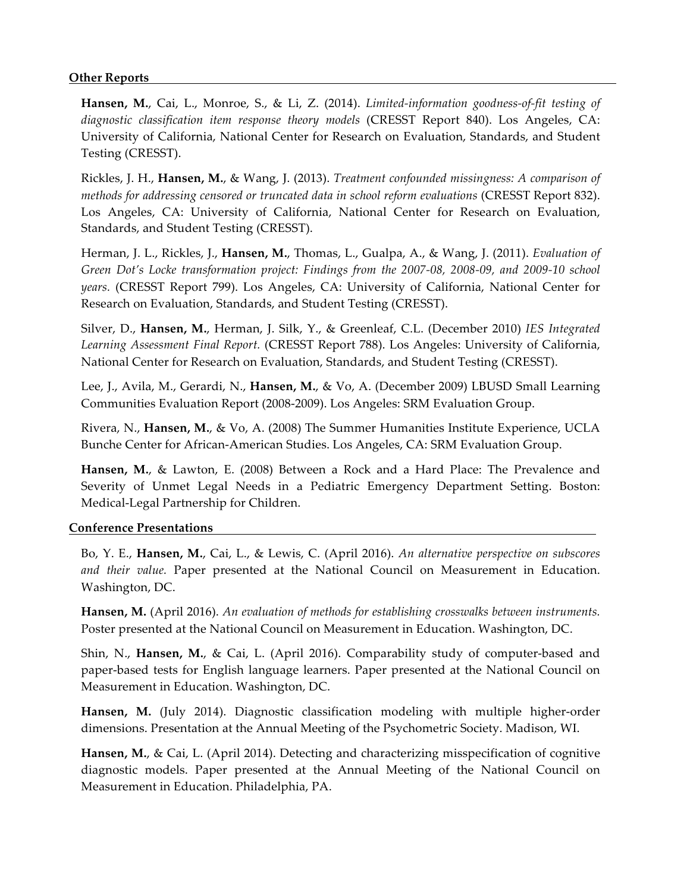### Other Reports

**Hansen, M.**, Cai, L., Monroe, S., & Li, Z. (2014). *Limited-information goodness-of-fit testing of diagnostic classification item response theory models* (CRESST Report 840). Los Angeles, CA: University of California, National Center for Research on Evaluation, Standards, and Student Testing (CRESST).

Rickles, J. H., **Hansen, M.**, & Wang, J. (2013). *Treatment confounded missingness: A comparison of methods for addressing censored or truncated data in school reform evaluations* (CRESST Report 832). Los Angeles, CA: University of California, National Center for Research on Evaluation, Standards, and Student Testing (CRESST).

Herman, J. L., Rickles, J., **Hansen, M.**, Thomas, L., Gualpa, A., & Wang, J. (2011). *Evaluation of Green Dot's Locke transformation project: Findings from the 2007-08, 2008-09, and 2009-10 school years.* (CRESST Report 799). Los Angeles, CA: University of California, National Center for Research on Evaluation, Standards, and Student Testing (CRESST).

Silver, D., **Hansen, M.**, Herman, J. Silk, Y., & Greenleaf, C.L. (December 2010) *IES Integrated Learning Assessment Final Report.* (CRESST Report 788). Los Angeles: University of California, National Center for Research on Evaluation, Standards, and Student Testing (CRESST).

Lee, J., Avila, M., Gerardi, N., **Hansen, M.**, & Vo, A. (December 2009) LBUSD Small Learning Communities Evaluation Report (2008-2009). Los Angeles: SRM Evaluation Group.

Rivera, N., **Hansen, M.**, & Vo, A. (2008) The Summer Humanities Institute Experience, UCLA Bunche Center for African-American Studies. Los Angeles, CA: SRM Evaluation Group.

**Hansen, M.**, & Lawton, E. (2008) Between a Rock and a Hard Place: The Prevalence and Severity of Unmet Legal Needs in a Pediatric Emergency Department Setting. Boston: Medical-Legal Partnership for Children.

### Conference Presentations

Bo, Y. E., **Hansen, M.**, Cai, L., & Lewis, C. (April 2016). *An alternative perspective on subscores and their value.* Paper presented at the National Council on Measurement in Education. Washington, DC.

**Hansen, M.** (April 2016). *An evaluation of methods for establishing crosswalks between instruments.* Poster presented at the National Council on Measurement in Education. Washington, DC.

Shin, N., **Hansen, M.**, & Cai, L. (April 2016). Comparability study of computer-based and paper-based tests for English language learners. Paper presented at the National Council on Measurement in Education. Washington, DC.

**Hansen, M.** (July 2014). Diagnostic classification modeling with multiple higher-order dimensions. Presentation at the Annual Meeting of the Psychometric Society. Madison, WI.

**Hansen, M.**, & Cai, L. (April 2014). Detecting and characterizing misspecification of cognitive diagnostic models. Paper presented at the Annual Meeting of the National Council on Measurement in Education. Philadelphia, PA.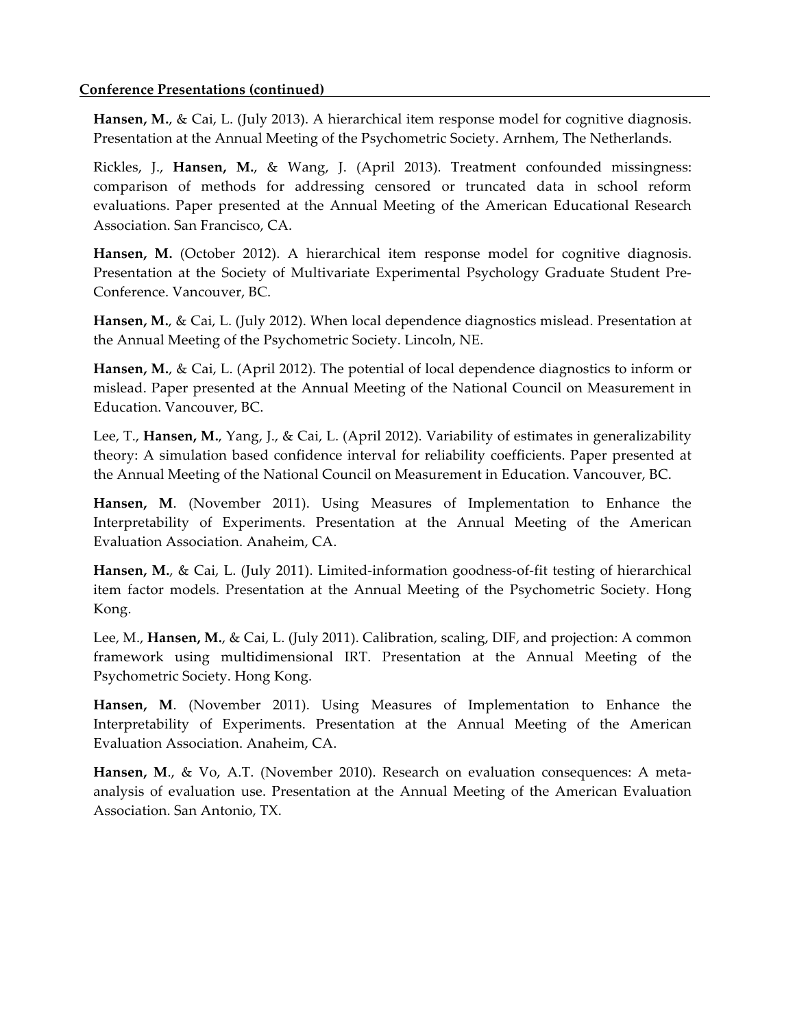**Conference Presentations (continued)**

**Hansen, M.**, & Cai, L. (July 2013). A hierarchical item response model for cognitive diagnosis. Presentation at the Annual Meeting of the Psychometric Society. Arnhem, The Netherlands.

Rickles, J., **Hansen, M.**, & Wang, J. (April 2013). Treatment confounded missingness: comparison of methods for addressing censored or truncated data in school reform evaluations. Paper presented at the Annual Meeting of the American Educational Research Association. San Francisco, CA.

**Hansen, M.** (October 2012). A hierarchical item response model for cognitive diagnosis. Presentation at the Society of Multivariate Experimental Psychology Graduate Student Pre-Conference. Vancouver, BC.

**Hansen, M.**, & Cai, L. (July 2012). When local dependence diagnostics mislead. Presentation at the Annual Meeting of the Psychometric Society. Lincoln, NE.

**Hansen, M.**, & Cai, L. (April 2012). The potential of local dependence diagnostics to inform or mislead. Paper presented at the Annual Meeting of the National Council on Measurement in Education. Vancouver, BC.

Lee, T., **Hansen, M.**, Yang, J., & Cai, L. (April 2012). Variability of estimates in generalizability theory: A simulation based confidence interval for reliability coefficients. Paper presented at the Annual Meeting of the National Council on Measurement in Education. Vancouver, BC.

**Hansen, M**. (November 2011). Using Measures of Implementation to Enhance the Interpretability of Experiments. Presentation at the Annual Meeting of the American Evaluation Association. Anaheim, CA.

**Hansen, M.**, & Cai, L. (July 2011). Limited-information goodness-of-fit testing of hierarchical item factor models. Presentation at the Annual Meeting of the Psychometric Society. Hong Kong.

Lee, M., **Hansen, M.**, & Cai, L. (July 2011). Calibration, scaling, DIF, and projection: A common framework using multidimensional IRT. Presentation at the Annual Meeting of the Psychometric Society. Hong Kong.

**Hansen, M**. (November 2011). Using Measures of Implementation to Enhance the Interpretability of Experiments. Presentation at the Annual Meeting of the American Evaluation Association. Anaheim, CA.

**Hansen, M**., & Vo, A.T. (November 2010). Research on evaluation consequences: A meta-analysis of evaluation use. Presentation at the Annual Meeting of the American Evaluation Association. San Antonio, TX.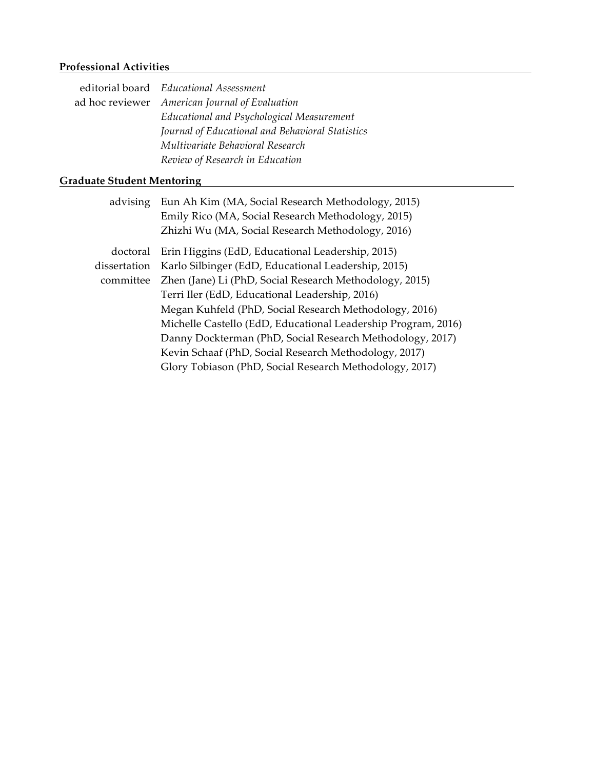**Professional Activities**

editorial board *Educational Assessment*

ad hoc reviewer *American Journal of Evaluation*
*Educational and Psychological Measurement*
*Journal of Educational and Behavioral Statistics*
*Multivariate Behavioral Research*
*Review of Research in Education*

**Graduate Student Mentoring**

advising
Eun Ah Kim (MA, Social Research Methodology, 2015)
Emily Rico (MA, Social Research Methodology, 2015)
Zhizhi Wu (MA, Social Research Methodology, 2016)

doctoral dissertation committee
Erin Higgins (EdD, Educational Leadership, 2015)
Karlo Silbinger (EdD, Educational Leadership, 2015)
Zhen (Jane) Li (PhD, Social Research Methodology, 2015)
Terri Iler (EdD, Educational Leadership, 2016)
Megan Kuhfeld (PhD, Social Research Methodology, 2016)
Michelle Castello (EdD, Educational Leadership Program, 2016)
Danny Dockterman (PhD, Social Research Methodology, 2017)
Kevin Schaaf (PhD, Social Research Methodology, 2017)
Glory Tobiason (PhD, Social Research Methodology, 2017)